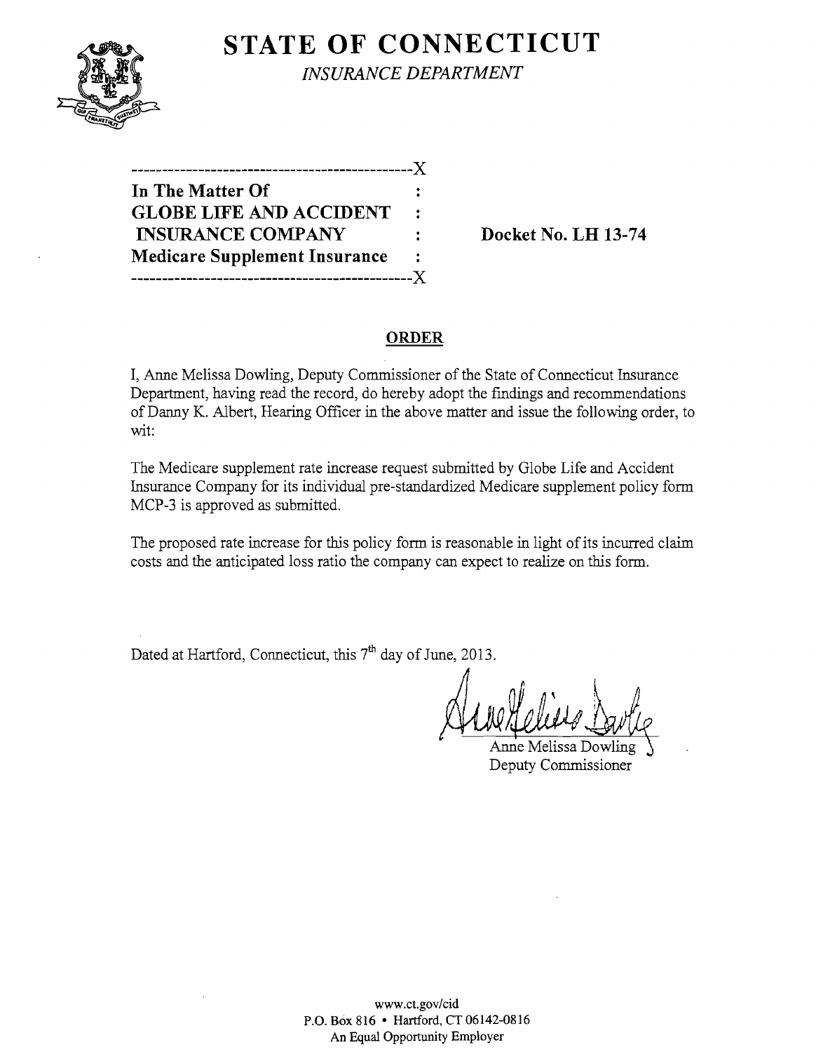# STATE OF CONNECTICUT

*INSURANCE DEPARTMENT*

---------------------------------------------X

**In The Matter Of** :
**GLOBE LIFE AND ACCIDENT** :
**INSURANCE COMPANY** : **Docket No. LH 13-74**
**Medicare Supplement Insurance** :

---------------------------------------------X

## ORDER

I, Anne Melissa Dowling, Deputy Commissioner of the State of Connecticut Insurance Department, having read the record, do hereby adopt the findings and recommendations of Danny K. Albert, Hearing Officer in the above matter and issue the following order, to wit:

The Medicare supplement rate increase request submitted by Globe Life and Accident Insurance Company for its individual pre-standardized Medicare supplement policy form MCP-3 is approved as submitted.

The proposed rate increase for this policy form is reasonable in light of its incurred claim costs and the anticipated loss ratio the company can expect to realize on this form.

Dated at Hartford, Connecticut, this 7th day of June, 2013.

Anne Melissa Dowling
Deputy Commissioner

www.ct.gov/cid
P.O. Box 816 • Hartford, CT 06142-0816
An Equal Opportunity Employer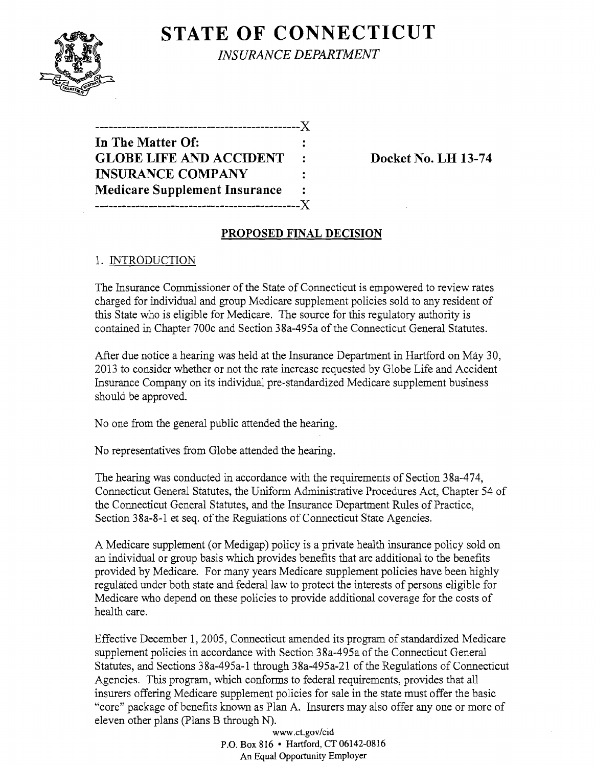# STATE OF CONNECTICUT

*INSURANCE DEPARTMENT*

```
---------------------------------------------X
In The Matter Of:                            :
GLOBE LIFE AND ACCIDENT                      :      Docket No. LH 13-74
INSURANCE COMPANY                            :
Medicare Supplement Insurance                :
---------------------------------------------X
```

**In The Matter Of:**
**GLOBE LIFE AND ACCIDENT INSURANCE COMPANY**
**Medicare Supplement Insurance**

**Docket No. LH 13-74**

## PROPOSED FINAL DECISION

### 1. INTRODUCTION

The Insurance Commissioner of the State of Connecticut is empowered to review rates charged for individual and group Medicare supplement policies sold to any resident of this State who is eligible for Medicare. The source for this regulatory authority is contained in Chapter 700c and Section 38a-495a of the Connecticut General Statutes.

After due notice a hearing was held at the Insurance Department in Hartford on May 30, 2013 to consider whether or not the rate increase requested by Globe Life and Accident Insurance Company on its individual pre-standardized Medicare supplement business should be approved.

No one from the general public attended the hearing.

No representatives from Globe attended the hearing.

The hearing was conducted in accordance with the requirements of Section 38a-474, Connecticut General Statutes, the Uniform Administrative Procedures Act, Chapter 54 of the Connecticut General Statutes, and the Insurance Department Rules of Practice, Section 38a-8-1 et seq. of the Regulations of Connecticut State Agencies.

A Medicare supplement (or Medigap) policy is a private health insurance policy sold on an individual or group basis which provides benefits that are additional to the benefits provided by Medicare. For many years Medicare supplement policies have been highly regulated under both state and federal law to protect the interests of persons eligible for Medicare who depend on these policies to provide additional coverage for the costs of health care.

Effective December 1, 2005, Connecticut amended its program of standardized Medicare supplement policies in accordance with Section 38a-495a of the Connecticut General Statutes, and Sections 38a-495a-1 through 38a-495a-21 of the Regulations of Connecticut Agencies. This program, which conforms to federal requirements, provides that all insurers offering Medicare supplement policies for sale in the state must offer the basic "core" package of benefits known as Plan A. Insurers may also offer any one or more of eleven other plans (Plans B through N).

www.ct.gov/cid
P.O. Box 816 • Hartford, CT 06142-0816
An Equal Opportunity Employer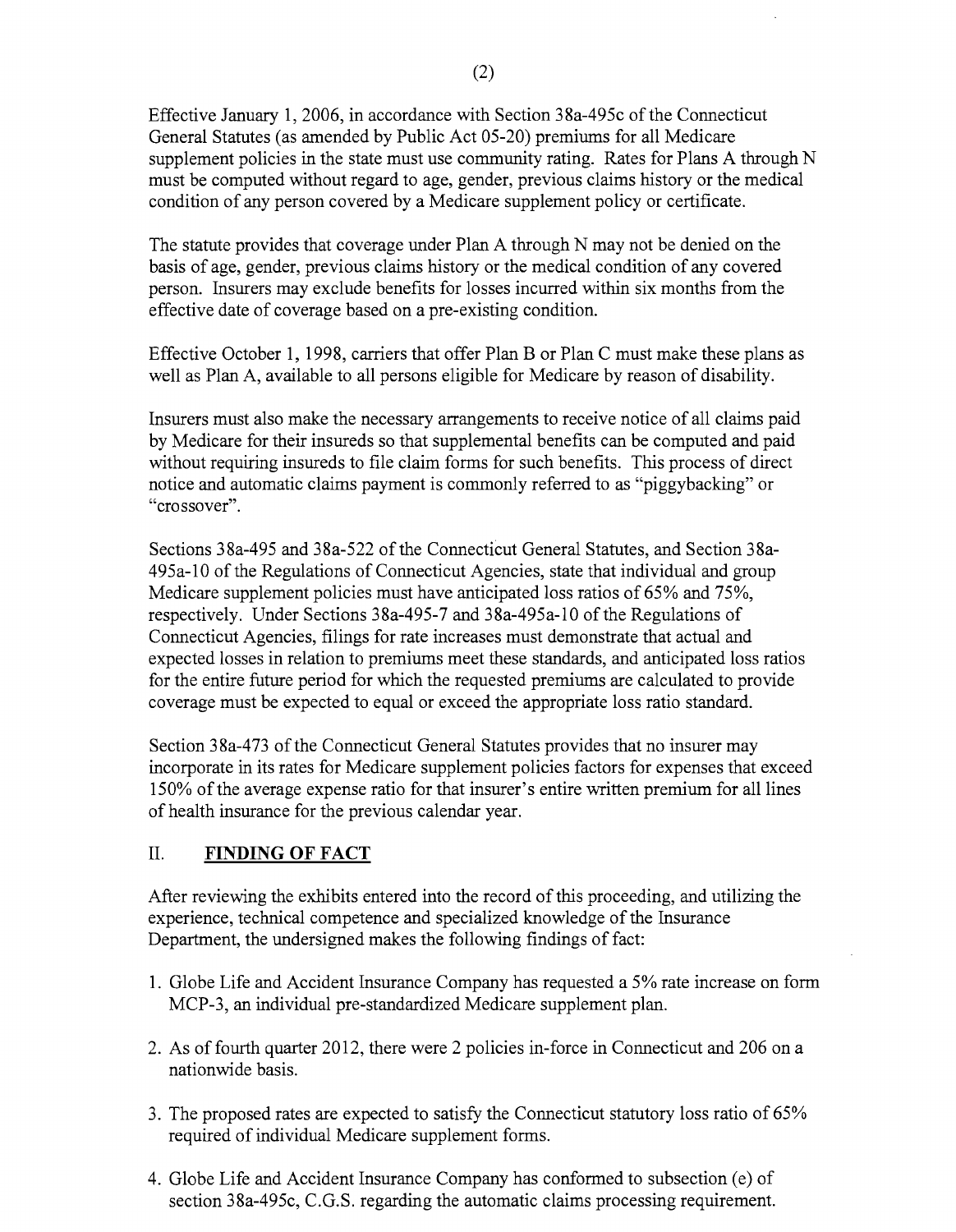Effective January 1, 2006, in accordance with Section 38a-495c of the Connecticut General Statutes (as amended by Public Act 05-20) premiums for all Medicare supplement policies in the state must use community rating. Rates for Plans A through N must be computed without regard to age, gender, previous claims history or the medical condition of any person covered by a Medicare supplement policy or certificate.

The statute provides that coverage under Plan A through N may not be denied on the basis of age, gender, previous claims history or the medical condition of any covered person. Insurers may exclude benefits for losses incurred within six months from the effective date of coverage based on a pre-existing condition.

Effective October 1, 1998, carriers that offer Plan B or Plan C must make these plans as well as Plan A, available to all persons eligible for Medicare by reason of disability.

Insurers must also make the necessary arrangements to receive notice of all claims paid by Medicare for their insureds so that supplemental benefits can be computed and paid without requiring insureds to file claim forms for such benefits. This process of direct notice and automatic claims payment is commonly referred to as "piggybacking" or "crossover".

Sections 38a-495 and 38a-522 of the Connecticut General Statutes, and Section 38a-495a-10 of the Regulations of Connecticut Agencies, state that individual and group Medicare supplement policies must have anticipated loss ratios of 65% and 75%, respectively. Under Sections 38a-495-7 and 38a-495a-10 of the Regulations of Connecticut Agencies, filings for rate increases must demonstrate that actual and expected losses in relation to premiums meet these standards, and anticipated loss ratios for the entire future period for which the requested premiums are calculated to provide coverage must be expected to equal or exceed the appropriate loss ratio standard.

Section 38a-473 of the Connecticut General Statutes provides that no insurer may incorporate in its rates for Medicare supplement policies factors for expenses that exceed 150% of the average expense ratio for that insurer's entire written premium for all lines of health insurance for the previous calendar year.

## II. FINDING OF FACT

After reviewing the exhibits entered into the record of this proceeding, and utilizing the experience, technical competence and specialized knowledge of the Insurance Department, the undersigned makes the following findings of fact:

1. Globe Life and Accident Insurance Company has requested a 5% rate increase on form MCP-3, an individual pre-standardized Medicare supplement plan.

2. As of fourth quarter 2012, there were 2 policies in-force in Connecticut and 206 on a nationwide basis.

3. The proposed rates are expected to satisfy the Connecticut statutory loss ratio of 65% required of individual Medicare supplement forms.

4. Globe Life and Accident Insurance Company has conformed to subsection (e) of section 38a-495c, C.G.S. regarding the automatic claims processing requirement.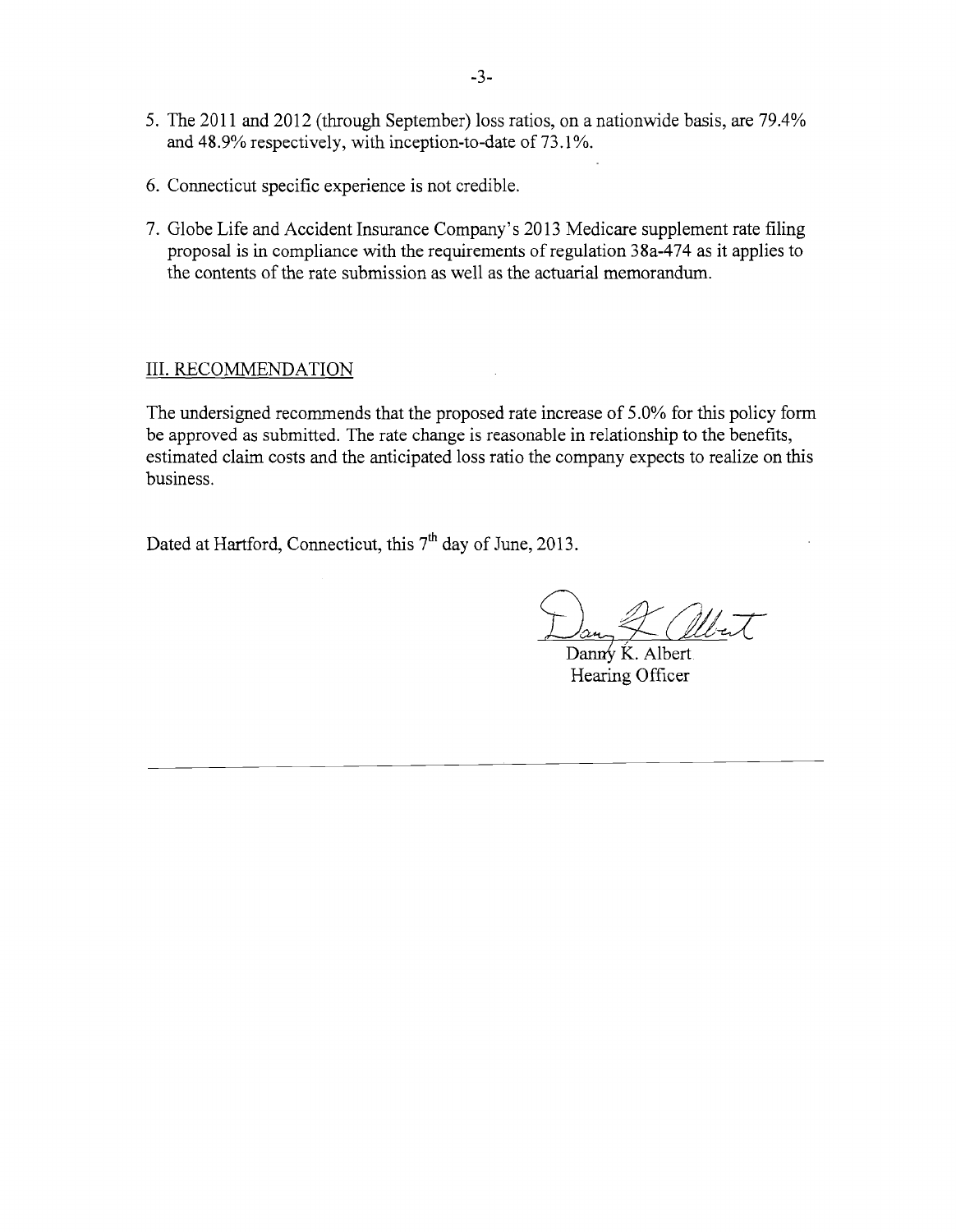5. The 2011 and 2012 (through September) loss ratios, on a nationwide basis, are 79.4% and 48.9% respectively, with inception-to-date of 73.1%.

6. Connecticut specific experience is not credible.

7. Globe Life and Accident Insurance Company's 2013 Medicare supplement rate filing proposal is in compliance with the requirements of regulation 38a-474 as it applies to the contents of the rate submission as well as the actuarial memorandum.

## III. RECOMMENDATION

The undersigned recommends that the proposed rate increase of 5.0% for this policy form be approved as submitted. The rate change is reasonable in relationship to the benefits, estimated claim costs and the anticipated loss ratio the company expects to realize on this business.

Dated at Hartford, Connecticut, this 7th day of June, 2013.

Danny K. Albert
Hearing Officer